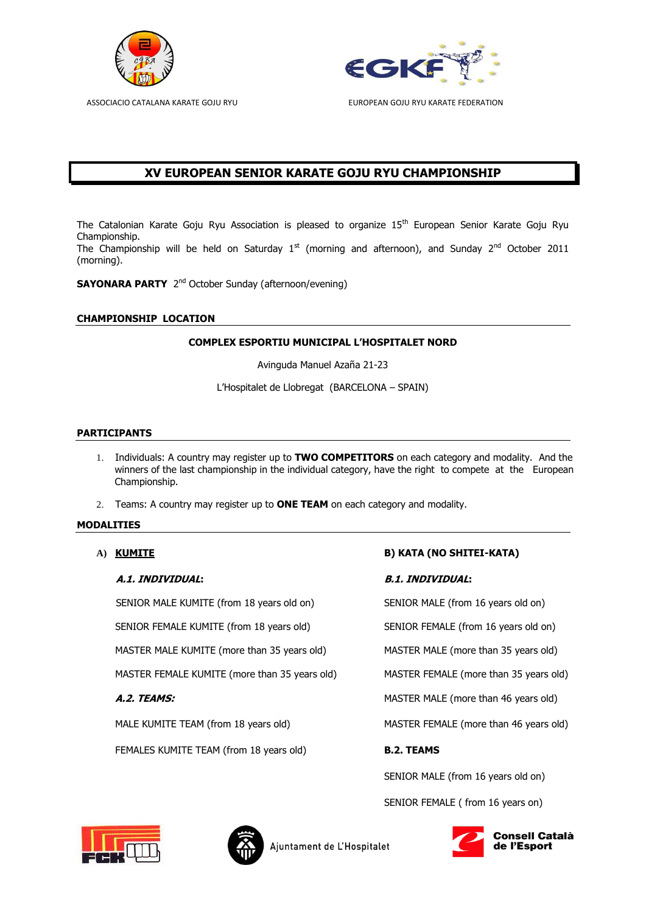ASSOCIACIO CATALANA KARATE GOJU RYU

EUROPEAN GOJU RYU KARATE FEDERATION

# XV EUROPEAN SENIOR KARATE GOJU RYU CHAMPIONSHIP

The Catalonian Karate Goju Ryu Association is pleased to organize 15th European Senior Karate Goju Ryu Championship.
The Championship will be held on Saturday 1st (morning and afternoon), and Sunday 2nd October 2011 (morning).

**SAYONARA PARTY** 2nd October Sunday (afternoon/evening)

## CHAMPIONSHIP LOCATION

**COMPLEX ESPORTIU MUNICIPAL L'HOSPITALET NORD**

Avinguda Manuel Azaña 21-23

L'Hospitalet de Llobregat (BARCELONA – SPAIN)

## PARTICIPANTS

1. Individuals: A country may register up to **TWO COMPETITORS** on each category and modality. And the winners of the last championship in the individual category, have the right to compete at the European Championship.

2. Teams: A country may register up to **ONE TEAM** on each category and modality.

## MODALITIES

### A) KUMITE

***A.1. INDIVIDUAL*:**

SENIOR MALE KUMITE (from 18 years old on)

SENIOR FEMALE KUMITE (from 18 years old)

MASTER MALE KUMITE (more than 35 years old)

MASTER FEMALE KUMITE (more than 35 years old)

***A.2. TEAMS:***

MALE KUMITE TEAM (from 18 years old)

FEMALES KUMITE TEAM (from 18 years old)

### B) KATA (NO SHITEI-KATA)

***B.1. INDIVIDUAL*:**

SENIOR MALE (from 16 years old on)

SENIOR FEMALE (from 16 years old on)

MASTER MALE (more than 35 years old)

MASTER FEMALE (more than 35 years old)

MASTER MALE (more than 46 years old)

MASTER FEMALE (more than 46 years old)

**B.2. TEAMS**

SENIOR MALE (from 16 years old on)

SENIOR FEMALE ( from 16 years on)

Ajuntament de L'Hospitalet

Consell Català de l'Esport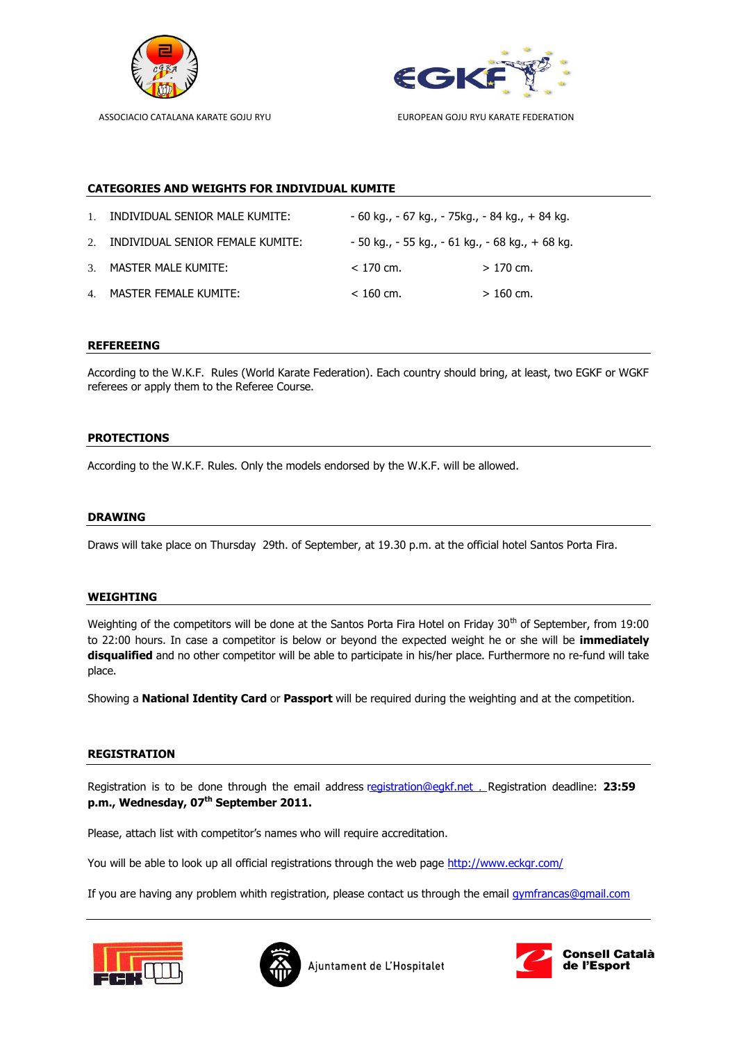ASSOCIACIO CATALANA KARATE GOJU RYU

EUROPEAN GOJU RYU KARATE FEDERATION

## CATEGORIES AND WEIGHTS FOR INDIVIDUAL KUMITE

1. INDIVIDUAL SENIOR MALE KUMITE: - 60 kg., - 67 kg., - 75kg., - 84 kg., + 84 kg.
2. INDIVIDUAL SENIOR FEMALE KUMITE: - 50 kg., - 55 kg., - 61 kg., - 68 kg., + 68 kg.
3. MASTER MALE KUMITE: < 170 cm. > 170 cm.
4. MASTER FEMALE KUMITE: < 160 cm. > 160 cm.

## REFEREEING

According to the W.K.F. Rules (World Karate Federation). Each country should bring, at least, two EGKF or WGKF referees or apply them to the Referee Course.

## PROTECTIONS

According to the W.K.F. Rules. Only the models endorsed by the W.K.F. will be allowed.

## DRAWING

Draws will take place on Thursday 29th. of September, at 19.30 p.m. at the official hotel Santos Porta Fira.

## WEIGHTING

Weighting of the competitors will be done at the Santos Porta Fira Hotel on Friday 30th of September, from 19:00 to 22:00 hours. In case a competitor is below or beyond the expected weight he or she will be **immediately disqualified** and no other competitor will be able to participate in his/her place. Furthermore no re-fund will take place.

Showing a **National Identity Card** or **Passport** will be required during the weighting and at the competition.

## REGISTRATION

Registration is to be done through the email address registration@egkf.net . Registration deadline: **23:59 p.m., Wednesday, 07th September 2011.**

Please, attach list with competitor's names who will require accreditation.

You will be able to look up all official registrations through the web page http://www.eckgr.com/

If you are having any problem whith registration, please contact us through the email gymfrancas@gmail.com

Ajuntament de L'Hospitalet

Consell Català de l'Esport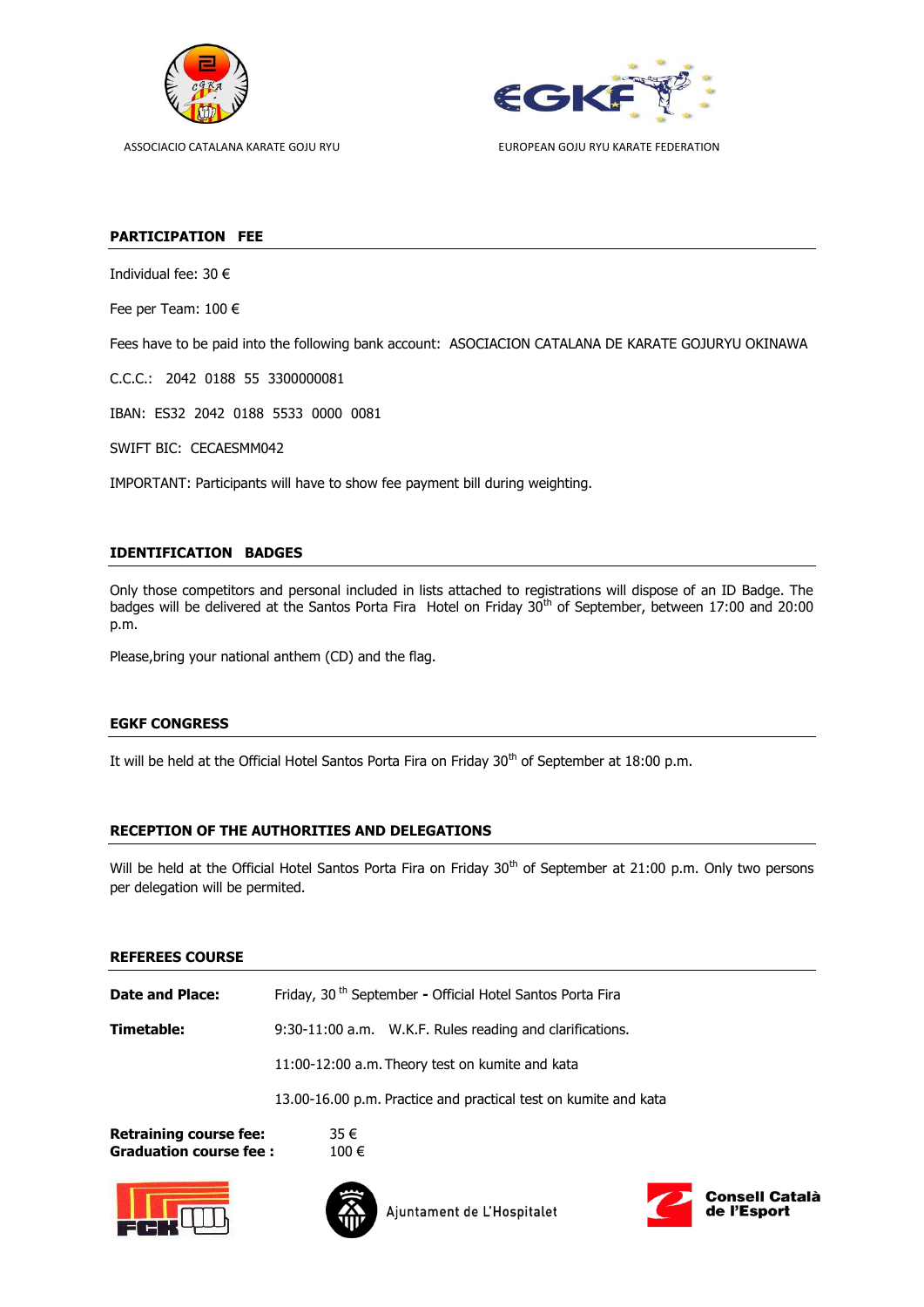ASSOCIACIO CATALANA KARATE GOJU RYU

EUROPEAN GOJU RYU KARATE FEDERATION

## PARTICIPATION FEE

Individual fee: 30 €

Fee per Team: 100 €

Fees have to be paid into the following bank account: ASOCIACION CATALANA DE KARATE GOJURYU OKINAWA

C.C.C.: 2042 0188 55 3300000081

IBAN: ES32 2042 0188 5533 0000 0081

SWIFT BIC: CECAESMM042

IMPORTANT: Participants will have to show fee payment bill during weighting.

## IDENTIFICATION BADGES

Only those competitors and personal included in lists attached to registrations will dispose of an ID Badge. The badges will be delivered at the Santos Porta Fira Hotel on Friday 30th of September, between 17:00 and 20:00 p.m.

Please,bring your national anthem (CD) and the flag.

## EGKF CONGRESS

It will be held at the Official Hotel Santos Porta Fira on Friday 30th of September at 18:00 p.m.

## RECEPTION OF THE AUTHORITIES AND DELEGATIONS

Will be held at the Official Hotel Santos Porta Fira on Friday 30th of September at 21:00 p.m. Only two persons per delegation will be permited.

## REFEREES COURSE

**Date and Place:** Friday, 30 th September - Official Hotel Santos Porta Fira

**Timetable:**

9:30-11:00 a.m. W.K.F. Rules reading and clarifications.

11:00-12:00 a.m. Theory test on kumite and kata

13.00-16.00 p.m. Practice and practical test on kumite and kata

**Retraining course fee:** 35 €
**Graduation course fee :** 100 €

FCK

Ajuntament de L'Hospitalet

Consell Català de l'Esport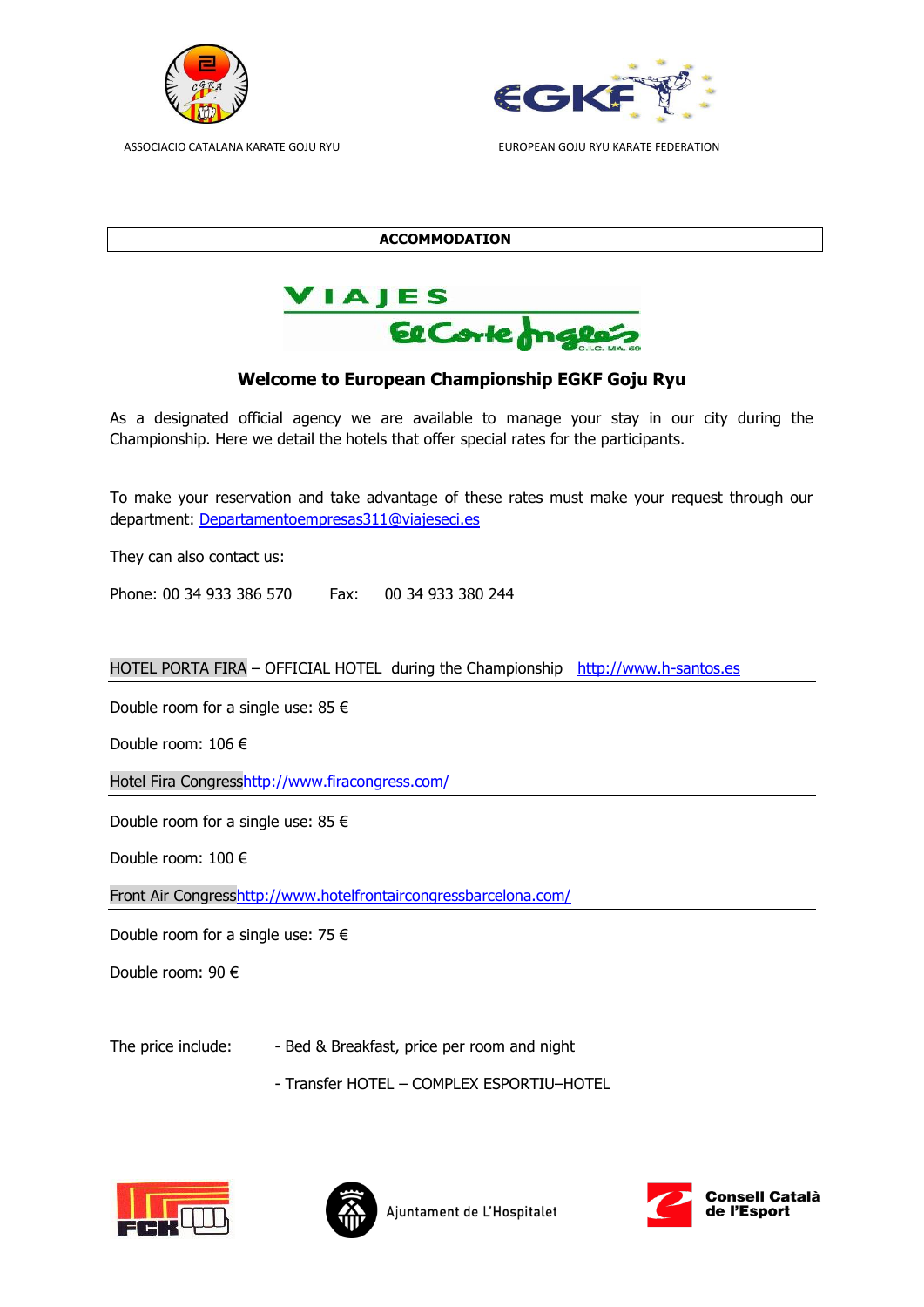ASSOCIACIO CATALANA KARATE GOJU RYU

EUROPEAN GOJU RYU KARATE FEDERATION

## ACCOMMODATION

VIAJES El Corte Inglés

### Welcome to European Championship EGKF Goju Ryu

As a designated official agency we are available to manage your stay in our city during the Championship. Here we detail the hotels that offer special rates for the participants.

To make your reservation and take advantage of these rates must make your request through our department: Departamentoempresas311@viajeseci.es

They can also contact us:

Phone: 00 34 933 386 570  Fax: 00 34 933 380 244

HOTEL PORTA FIRA – OFFICIAL HOTEL during the Championship http://www.h-santos.es

Double room for a single use: 85 €

Double room: 106 €

Hotel Fira Congress http://www.firacongress.com/

Double room for a single use: 85 €

Double room: 100 €

Front Air Congress http://www.hotelfrontaircongressbarcelona.com/

Double room for a single use: 75 €

Double room: 90 €

The price include:
- Bed & Breakfast, price per room and night
- Transfer HOTEL – COMPLEX ESPORTIU–HOTEL

Ajuntament de L'Hospitalet

Consell Català de l'Esport